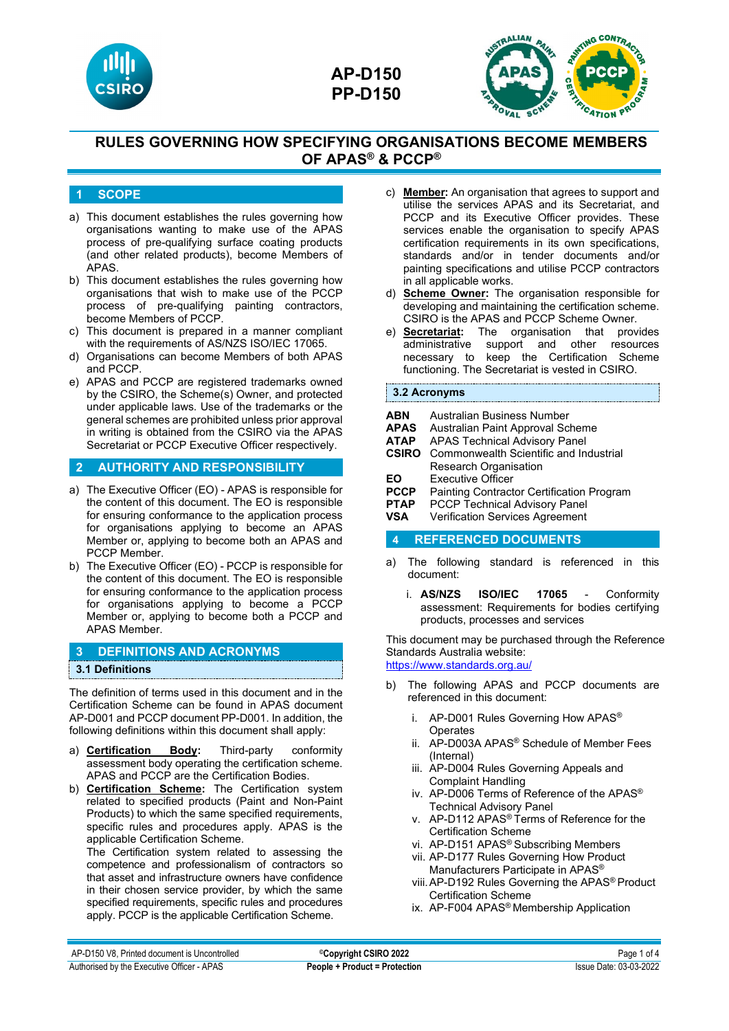# AP-D150
# PP-D150

# RULES GOVERNING HOW SPECIFYING ORGANISATIONS BECOME MEMBERS OF APAS® & PCCP®

## 1 SCOPE

a) This document establishes the rules governing how organisations wanting to make use of the APAS process of pre-qualifying surface coating products (and other related products), become Members of APAS.

b) This document establishes the rules governing how organisations that wish to make use of the PCCP process of pre-qualifying painting contractors, become Members of PCCP.

c) This document is prepared in a manner compliant with the requirements of AS/NZS ISO/IEC 17065.

d) Organisations can become Members of both APAS and PCCP.

e) APAS and PCCP are registered trademarks owned by the CSIRO, the Scheme(s) Owner, and protected under applicable laws. Use of the trademarks or the general schemes are prohibited unless prior approval in writing is obtained from the CSIRO via the APAS Secretariat or PCCP Executive Officer respectively.

## 2 AUTHORITY AND RESPONSIBILITY

a) The Executive Officer (EO) - APAS is responsible for the content of this document. The EO is responsible for ensuring conformance to the application process for organisations applying to become an APAS Member or, applying to become both an APAS and PCCP Member.

b) The Executive Officer (EO) - PCCP is responsible for the content of this document. The EO is responsible for ensuring conformance to the application process for organisations applying to become a PCCP Member or, applying to become both a PCCP and APAS Member.

## 3 DEFINITIONS AND ACRONYMS

### 3.1 Definitions

The definition of terms used in this document and in the Certification Scheme can be found in APAS document AP-D001 and PCCP document PP-D001. In addition, the following definitions within this document shall apply:

a) **Certification Body:** Third-party conformity assessment body operating the certification scheme. APAS and PCCP are the Certification Bodies.

b) **Certification Scheme:** The Certification system related to specified products (Paint and Non-Paint Products) to which the same specified requirements, specific rules and procedures apply. APAS is the applicable Certification Scheme.
The Certification system related to assessing the competence and professionalism of contractors so that asset and infrastructure owners have confidence in their chosen service provider, by which the same specified requirements, specific rules and procedures apply. PCCP is the applicable Certification Scheme.

c) **Member:** An organisation that agrees to support and utilise the services APAS and its Secretariat, and PCCP and its Executive Officer provides. These services enable the organisation to specify APAS certification requirements in its own specifications, standards and/or in tender documents and/or painting specifications and utilise PCCP contractors in all applicable works.

d) **Scheme Owner:** The organisation responsible for developing and maintaining the certification scheme. CSIRO is the APAS and PCCP Scheme Owner.

e) **Secretariat:** The organisation that provides administrative support and other resources necessary to keep the Certification Scheme functioning. The Secretariat is vested in CSIRO.

### 3.2 Acronyms

| | |
|---|---|
| **ABN** | Australian Business Number |
| **APAS** | Australian Paint Approval Scheme |
| **ATAP** | APAS Technical Advisory Panel |
| **CSIRO** | Commonwealth Scientific and Industrial Research Organisation |
| **EO** | Executive Officer |
| **PCCP** | Painting Contractor Certification Program |
| **PTAP** | PCCP Technical Advisory Panel |
| **VSA** | Verification Services Agreement |

## 4 REFERENCED DOCUMENTS

a) The following standard is referenced in this document:

i. **AS/NZS ISO/IEC 17065** - Conformity assessment: Requirements for bodies certifying products, processes and services

This document may be purchased through the Reference Standards Australia website: https://www.standards.org.au/

b) The following APAS and PCCP documents are referenced in this document:

i. AP-D001 Rules Governing How APAS® Operates
ii. AP-D003A APAS® Schedule of Member Fees (Internal)
iii. AP-D004 Rules Governing Appeals and Complaint Handling
iv. AP-D006 Terms of Reference of the APAS® Technical Advisory Panel
v. AP-D112 APAS® Terms of Reference for the Certification Scheme
vi. AP-D151 APAS® Subscribing Members
vii. AP-D177 Rules Governing How Product Manufacturers Participate in APAS®
viii. AP-D192 Rules Governing the APAS® Product Certification Scheme
ix. AP-F004 APAS® Membership Application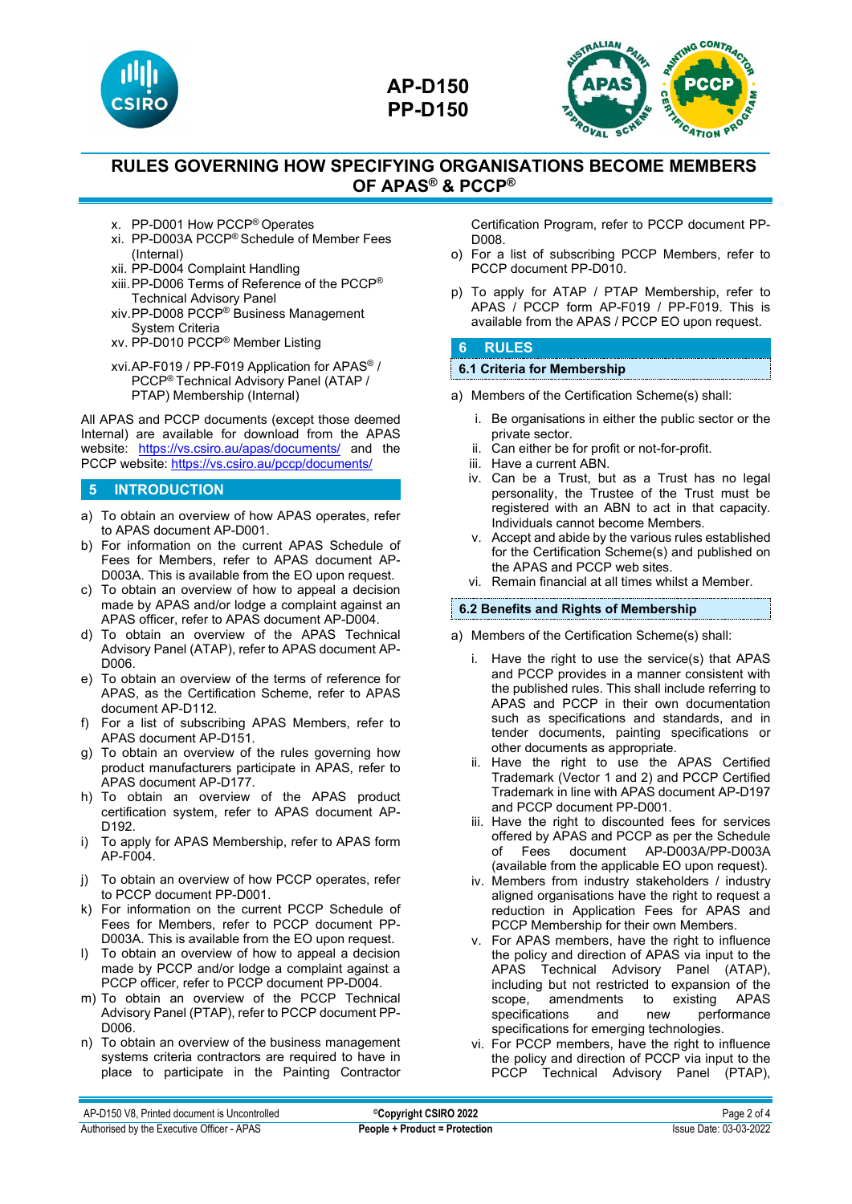x. PP-D001 How PCCP® Operates
xi. PP-D003A PCCP® Schedule of Member Fees (Internal)
xii. PP-D004 Complaint Handling
xiii. PP-D006 Terms of Reference of the PCCP® Technical Advisory Panel
xiv. PP-D008 PCCP® Business Management System Criteria
xv. PP-D010 PCCP® Member Listing
xvi. AP-F019 / PP-F019 Application for APAS® / PCCP® Technical Advisory Panel (ATAP / PTAP) Membership (Internal)

All APAS and PCCP documents (except those deemed Internal) are available for download from the APAS website: https://vs.csiro.au/apas/documents/ and the PCCP website: https://vs.csiro.au/pccp/documents/

## 5 INTRODUCTION

a) To obtain an overview of how APAS operates, refer to APAS document AP-D001.
b) For information on the current APAS Schedule of Fees for Members, refer to APAS document AP-D003A. This is available from the EO upon request.
c) To obtain an overview of how to appeal a decision made by APAS and/or lodge a complaint against an APAS officer, refer to APAS document AP-D004.
d) To obtain an overview of the APAS Technical Advisory Panel (ATAP), refer to APAS document AP-D006.
e) To obtain an overview of the terms of reference for APAS, as the Certification Scheme, refer to APAS document AP-D112.
f) For a list of subscribing APAS Members, refer to APAS document AP-D151.
g) To obtain an overview of the rules governing how product manufacturers participate in APAS, refer to APAS document AP-D177.
h) To obtain an overview of the APAS product certification system, refer to APAS document AP-D192.
i) To apply for APAS Membership, refer to APAS form AP-F004.
j) To obtain an overview of how PCCP operates, refer to PCCP document PP-D001.
k) For information on the current PCCP Schedule of Fees for Members, refer to PCCP document PP-D003A. This is available from the EO upon request.
l) To obtain an overview of how to appeal a decision made by PCCP and/or lodge a complaint against a PCCP officer, refer to PCCP document PP-D004.
m) To obtain an overview of the PCCP Technical Advisory Panel (PTAP), refer to PCCP document PP-D006.
n) To obtain an overview of the business management systems criteria contractors are required to have in place to participate in the Painting Contractor Certification Program, refer to PCCP document PP-D008.
o) For a list of subscribing PCCP Members, refer to PCCP document PP-D010.
p) To apply for ATAP / PTAP Membership, refer to APAS / PCCP form AP-F019 / PP-F019. This is available from the APAS / PCCP EO upon request.

## 6 RULES

### 6.1 Criteria for Membership

a) Members of the Certification Scheme(s) shall:

i. Be organisations in either the public sector or the private sector.
ii. Can either be for profit or not-for-profit.
iii. Have a current ABN.
iv. Can be a Trust, but as a Trust has no legal personality, the Trustee of the Trust must be registered with an ABN to act in that capacity. Individuals cannot become Members.
v. Accept and abide by the various rules established for the Certification Scheme(s) and published on the APAS and PCCP web sites.
vi. Remain financial at all times whilst a Member.

### 6.2 Benefits and Rights of Membership

a) Members of the Certification Scheme(s) shall:

i. Have the right to use the service(s) that APAS and PCCP provides in a manner consistent with the published rules. This shall include referring to APAS and PCCP in their own documentation such as specifications and standards, and in tender documents, painting specifications or other documents as appropriate.
ii. Have the right to use the APAS Certified Trademark (Vector 1 and 2) and PCCP Certified Trademark in line with APAS document AP-D197 and PCCP document PP-D001.
iii. Have the right to discounted fees for services offered by APAS and PCCP as per the Schedule of Fees document AP-D003A/PP-D003A (available from the applicable EO upon request).
iv. Members from industry stakeholders / industry aligned organisations have the right to request a reduction in Application Fees for APAS and PCCP Membership for their own Members.
v. For APAS members, have the right to influence the policy and direction of APAS via input to the APAS Technical Advisory Panel (ATAP), including but not restricted to expansion of the scope, amendments to existing APAS specifications and new performance specifications for emerging technologies.
vi. For PCCP members, have the right to influence the policy and direction of PCCP via input to the PCCP Technical Advisory Panel (PTAP),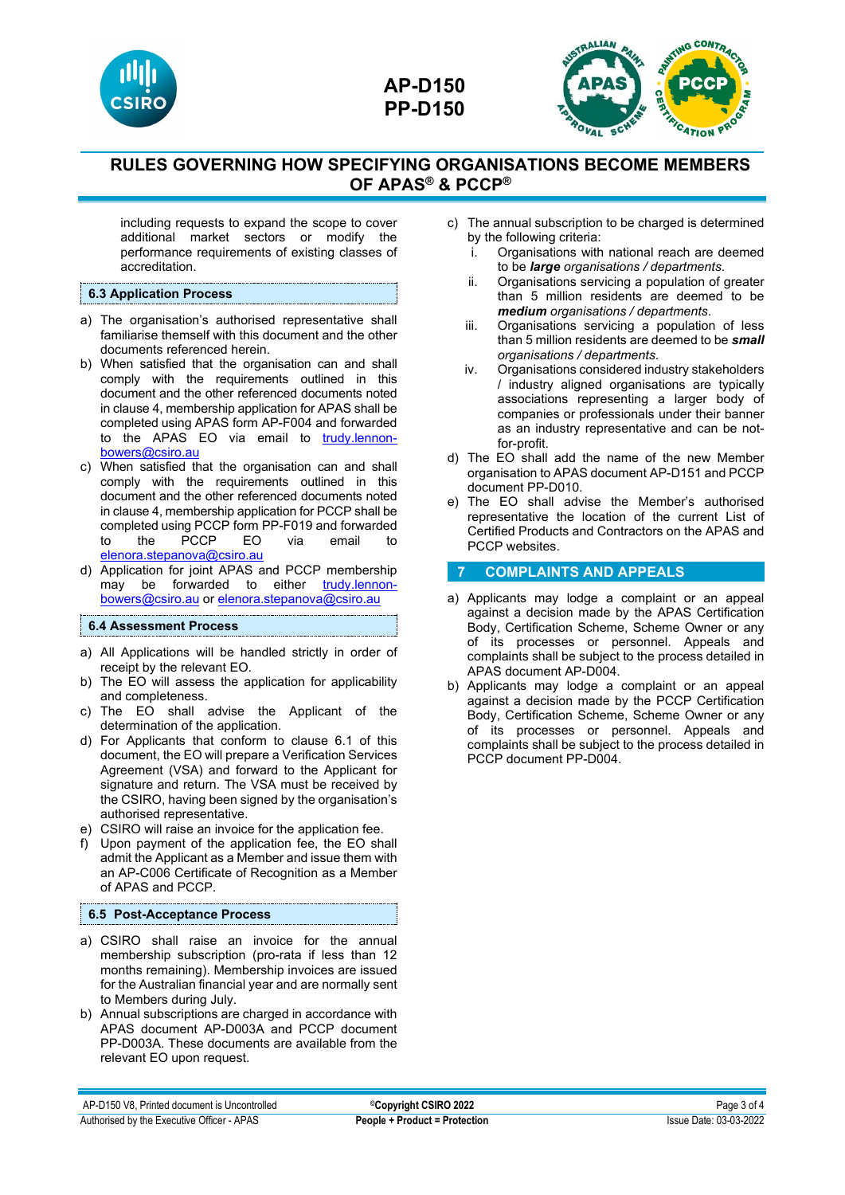including requests to expand the scope to cover additional market sectors or modify the performance requirements of existing classes of accreditation.

### 6.3 Application Process

a) The organisation's authorised representative shall familiarise themself with this document and the other documents referenced herein.
b) When satisfied that the organisation can and shall comply with the requirements outlined in this document and the other referenced documents noted in clause 4, membership application for APAS shall be completed using APAS form AP-F004 and forwarded to the APAS EO via email to trudy.lennon-bowers@csiro.au
c) When satisfied that the organisation can and shall comply with the requirements outlined in this document and the other referenced documents noted in clause 4, membership application for PCCP shall be completed using PCCP form PP-F019 and forwarded to the PCCP EO via email to elenora.stepanova@csiro.au
d) Application for joint APAS and PCCP membership may be forwarded to either trudy.lennon-bowers@csiro.au or elenora.stepanova@csiro.au

### 6.4 Assessment Process

a) All Applications will be handled strictly in order of receipt by the relevant EO.
b) The EO will assess the application for applicability and completeness.
c) The EO shall advise the Applicant of the determination of the application.
d) For Applicants that conform to clause 6.1 of this document, the EO will prepare a Verification Services Agreement (VSA) and forward to the Applicant for signature and return. The VSA must be received by the CSIRO, having been signed by the organisation's authorised representative.
e) CSIRO will raise an invoice for the application fee.
f) Upon payment of the application fee, the EO shall admit the Applicant as a Member and issue them with an AP-C006 Certificate of Recognition as a Member of APAS and PCCP.

### 6.5 Post-Acceptance Process

a) CSIRO shall raise an invoice for the annual membership subscription (pro-rata if less than 12 months remaining). Membership invoices are issued for the Australian financial year and are normally sent to Members during July.
b) Annual subscriptions are charged in accordance with APAS document AP-D003A and PCCP document PP-D003A. These documents are available from the relevant EO upon request.
c) The annual subscription to be charged is determined by the following criteria:
   i. Organisations with national reach are deemed to be ***large*** *organisations / departments*.
   ii. Organisations servicing a population of greater than 5 million residents are deemed to be ***medium*** *organisations / departments*.
   iii. Organisations servicing a population of less than 5 million residents are deemed to be ***small*** *organisations / departments*.
   iv. Organisations considered industry stakeholders / industry aligned organisations are typically associations representing a larger body of companies or professionals under their banner as an industry representative and can be not-for-profit.
d) The EO shall add the name of the new Member organisation to APAS document AP-D151 and PCCP document PP-D010.
e) The EO shall advise the Member's authorised representative the location of the current List of Certified Products and Contractors on the APAS and PCCP websites.

## 7 COMPLAINTS AND APPEALS

a) Applicants may lodge a complaint or an appeal against a decision made by the APAS Certification Body, Certification Scheme, Scheme Owner or any of its processes or personnel. Appeals and complaints shall be subject to the process detailed in APAS document AP-D004.
b) Applicants may lodge a complaint or an appeal against a decision made by the PCCP Certification Body, Certification Scheme, Scheme Owner or any of its processes or personnel. Appeals and complaints shall be subject to the process detailed in PCCP document PP-D004.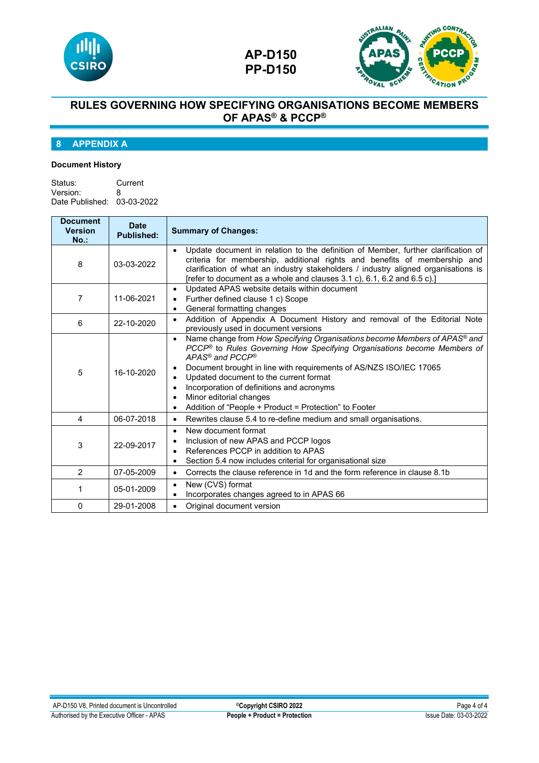## 8 APPENDIX A

**Document History**

Status: Current
Version: 8
Date Published: 03-03-2022

| Document Version No.: | Date Published: | Summary of Changes: |
|---|---|---|
| 8 | 03-03-2022 | • Update document in relation to the definition of Member, further clarification of criteria for membership, additional rights and benefits of membership and clarification of what an industry stakeholders / industry aligned organisations is [refer to document as a whole and clauses 3.1 c), 6.1, 6.2 and 6.5 c).] |
| 7 | 11-06-2021 | • Updated APAS website details within document<br>• Further defined clause 1 c) Scope<br>• General formatting changes |
| 6 | 22-10-2020 | • Addition of Appendix A Document History and removal of the Editorial Note previously used in document versions |
| 5 | 16-10-2020 | • Name change from *How Specifying Organisations become Members of APAS® and PCCP®* to *Rules Governing How Specifying Organisations become Members of APAS® and PCCP®*<br>• Document brought in line with requirements of AS/NZS ISO/IEC 17065<br>• Updated document to the current format<br>• Incorporation of definitions and acronyms<br>• Minor editorial changes<br>• Addition of "People + Product = Protection" to Footer |
| 4 | 06-07-2018 | • Rewrites clause 5.4 to re-define medium and small organisations. |
| 3 | 22-09-2017 | • New document format<br>• Inclusion of new APAS and PCCP logos<br>• References PCCP in addition to APAS<br>• Section 5.4 now includes criterial for organisational size |
| 2 | 07-05-2009 | • Corrects the clause reference in 1d and the form reference in clause 8.1b |
| 1 | 05-01-2009 | • New (CVS) format<br>• Incorporates changes agreed to in APAS 66 |
| 0 | 29-01-2008 | • Original document version |